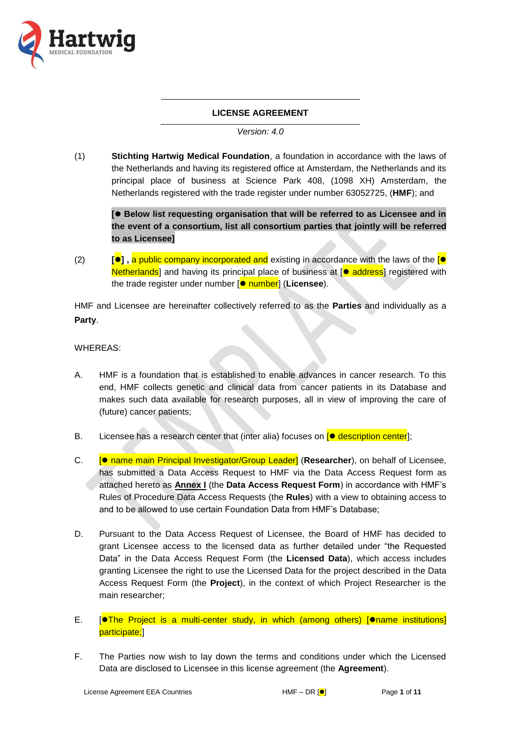# LICENSE AGREEMENT

*Version: 4.0*

(1) **Stichting Hartwig Medical Foundation**, a foundation in accordance with the laws of the Netherlands and having its registered office at Amsterdam, the Netherlands and its principal place of business at Science Park 408, (1098 XH) Amsterdam, the Netherlands registered with the trade register under number 63052725, (**HMF**); and

**[● Below list requesting organisation that will be referred to as Licensee and in the event of a consortium, list all consortium parties that jointly will be referred to as Licensee]**

(2) **[●] ,** a public company incorporated and existing in accordance with the laws of the [● Netherlands] and having its principal place of business at [● address] registered with the trade register under number [● number] (**Licensee**).

HMF and Licensee are hereinafter collectively referred to as the **Parties** and individually as a **Party**.

WHEREAS:

A. HMF is a foundation that is established to enable advances in cancer research. To this end, HMF collects genetic and clinical data from cancer patients in its Database and makes such data available for research purposes, all in view of improving the care of (future) cancer patients;

B. Licensee has a research center that (inter alia) focuses on [● description center];

C. [● name main Principal Investigator/Group Leader] (**Researcher**), on behalf of Licensee, has submitted a Data Access Request to HMF via the Data Access Request form as attached hereto as **Annex I** (the **Data Access Request Form**) in accordance with HMF's Rules of Procedure Data Access Requests (the **Rules**) with a view to obtaining access to and to be allowed to use certain Foundation Data from HMF's Database;

D. Pursuant to the Data Access Request of Licensee, the Board of HMF has decided to grant Licensee access to the licensed data as further detailed under "the Requested Data" in the Data Access Request Form (the **Licensed Data**), which access includes granting Licensee the right to use the Licensed Data for the project described in the Data Access Request Form (the **Project**), in the context of which Project Researcher is the main researcher;

E. [●The Project is a multi-center study, in which (among others) [●name institutions] participate;]

F. The Parties now wish to lay down the terms and conditions under which the Licensed Data are disclosed to Licensee in this license agreement (the **Agreement**).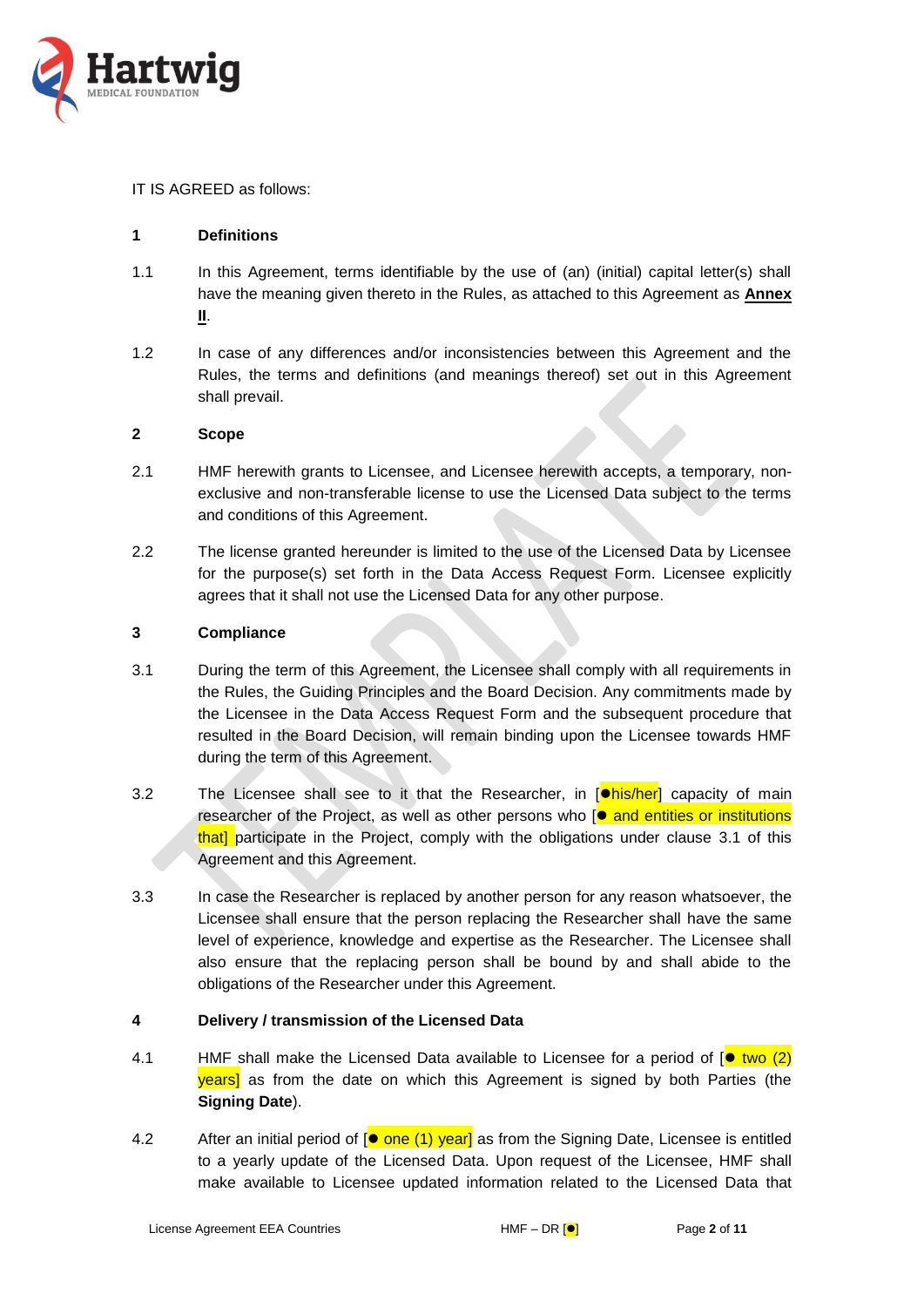IT IS AGREED as follows:

## 1 Definitions

1.1 In this Agreement, terms identifiable by the use of (an) (initial) capital letter(s) shall have the meaning given thereto in the Rules, as attached to this Agreement as **Annex II**.

1.2 In case of any differences and/or inconsistencies between this Agreement and the Rules, the terms and definitions (and meanings thereof) set out in this Agreement shall prevail.

## 2 Scope

2.1 HMF herewith grants to Licensee, and Licensee herewith accepts, a temporary, non-exclusive and non-transferable license to use the Licensed Data subject to the terms and conditions of this Agreement.

2.2 The license granted hereunder is limited to the use of the Licensed Data by Licensee for the purpose(s) set forth in the Data Access Request Form. Licensee explicitly agrees that it shall not use the Licensed Data for any other purpose.

## 3 Compliance

3.1 During the term of this Agreement, the Licensee shall comply with all requirements in the Rules, the Guiding Principles and the Board Decision. Any commitments made by the Licensee in the Data Access Request Form and the subsequent procedure that resulted in the Board Decision, will remain binding upon the Licensee towards HMF during the term of this Agreement.

3.2 The Licensee shall see to it that the Researcher, in [●his/her] capacity of main researcher of the Project, as well as other persons who [● and entities or institutions that] participate in the Project, comply with the obligations under clause 3.1 of this Agreement and this Agreement.

3.3 In case the Researcher is replaced by another person for any reason whatsoever, the Licensee shall ensure that the person replacing the Researcher shall have the same level of experience, knowledge and expertise as the Researcher. The Licensee shall also ensure that the replacing person shall be bound by and shall abide to the obligations of the Researcher under this Agreement.

## 4 Delivery / transmission of the Licensed Data

4.1 HMF shall make the Licensed Data available to Licensee for a period of [● two (2) years] as from the date on which this Agreement is signed by both Parties (the **Signing Date**).

4.2 After an initial period of [● one (1) year] as from the Signing Date, Licensee is entitled to a yearly update of the Licensed Data. Upon request of the Licensee, HMF shall make available to Licensee updated information related to the Licensed Data that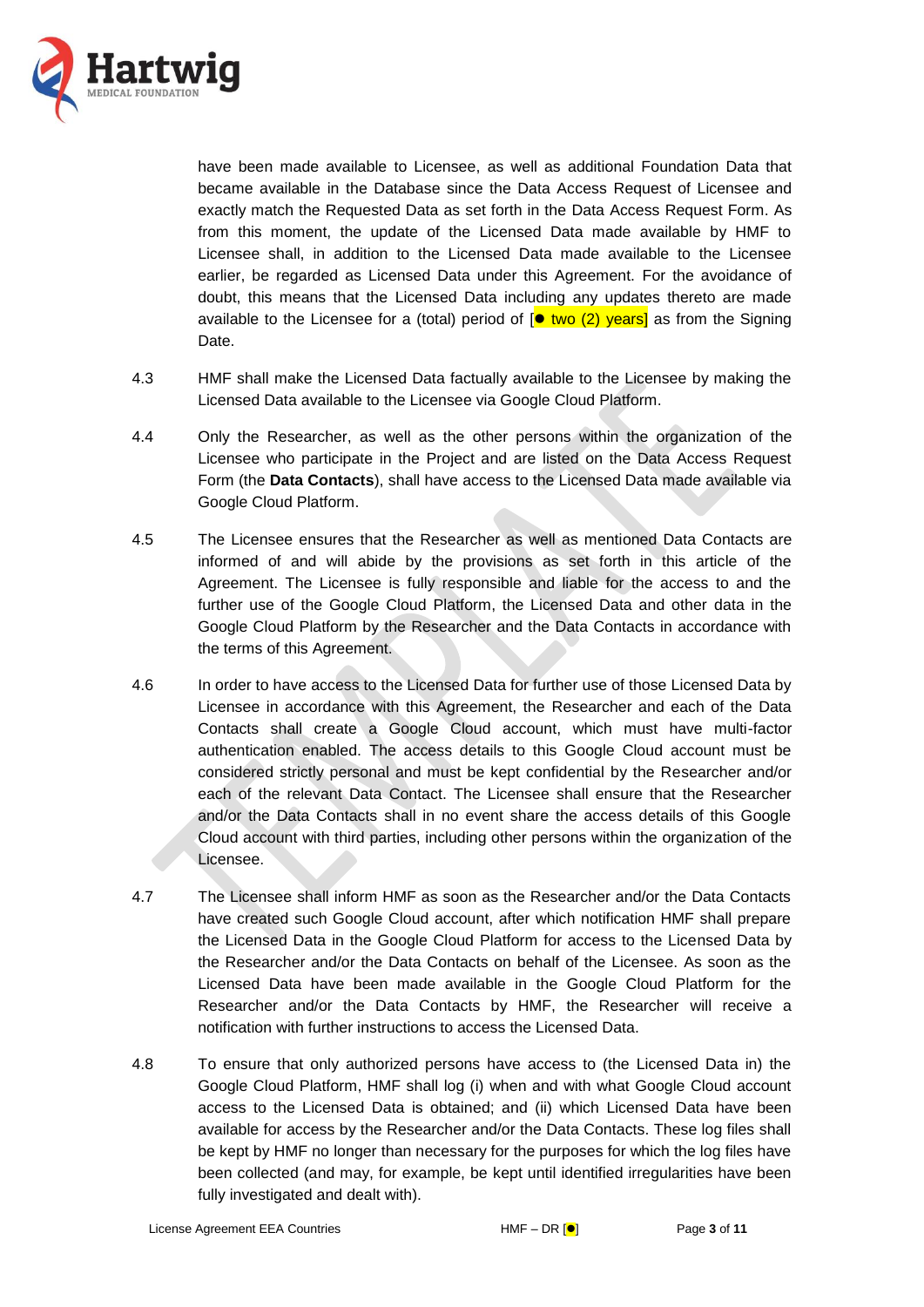have been made available to Licensee, as well as additional Foundation Data that became available in the Database since the Data Access Request of Licensee and exactly match the Requested Data as set forth in the Data Access Request Form. As from this moment, the update of the Licensed Data made available by HMF to Licensee shall, in addition to the Licensed Data made available to the Licensee earlier, be regarded as Licensed Data under this Agreement. For the avoidance of doubt, this means that the Licensed Data including any updates thereto are made available to the Licensee for a (total) period of [● two (2) years] as from the Signing Date.

4.3 HMF shall make the Licensed Data factually available to the Licensee by making the Licensed Data available to the Licensee via Google Cloud Platform.

4.4 Only the Researcher, as well as the other persons within the organization of the Licensee who participate in the Project and are listed on the Data Access Request Form (the **Data Contacts**), shall have access to the Licensed Data made available via Google Cloud Platform.

4.5 The Licensee ensures that the Researcher as well as mentioned Data Contacts are informed of and will abide by the provisions as set forth in this article of the Agreement. The Licensee is fully responsible and liable for the access to and the further use of the Google Cloud Platform, the Licensed Data and other data in the Google Cloud Platform by the Researcher and the Data Contacts in accordance with the terms of this Agreement.

4.6 In order to have access to the Licensed Data for further use of those Licensed Data by Licensee in accordance with this Agreement, the Researcher and each of the Data Contacts shall create a Google Cloud account, which must have multi-factor authentication enabled. The access details to this Google Cloud account must be considered strictly personal and must be kept confidential by the Researcher and/or each of the relevant Data Contact. The Licensee shall ensure that the Researcher and/or the Data Contacts shall in no event share the access details of this Google Cloud account with third parties, including other persons within the organization of the Licensee.

4.7 The Licensee shall inform HMF as soon as the Researcher and/or the Data Contacts have created such Google Cloud account, after which notification HMF shall prepare the Licensed Data in the Google Cloud Platform for access to the Licensed Data by the Researcher and/or the Data Contacts on behalf of the Licensee. As soon as the Licensed Data have been made available in the Google Cloud Platform for the Researcher and/or the Data Contacts by HMF, the Researcher will receive a notification with further instructions to access the Licensed Data.

4.8 To ensure that only authorized persons have access to (the Licensed Data in) the Google Cloud Platform, HMF shall log (i) when and with what Google Cloud account access to the Licensed Data is obtained; and (ii) which Licensed Data have been available for access by the Researcher and/or the Data Contacts. These log files shall be kept by HMF no longer than necessary for the purposes for which the log files have been collected (and may, for example, be kept until identified irregularities have been fully investigated and dealt with).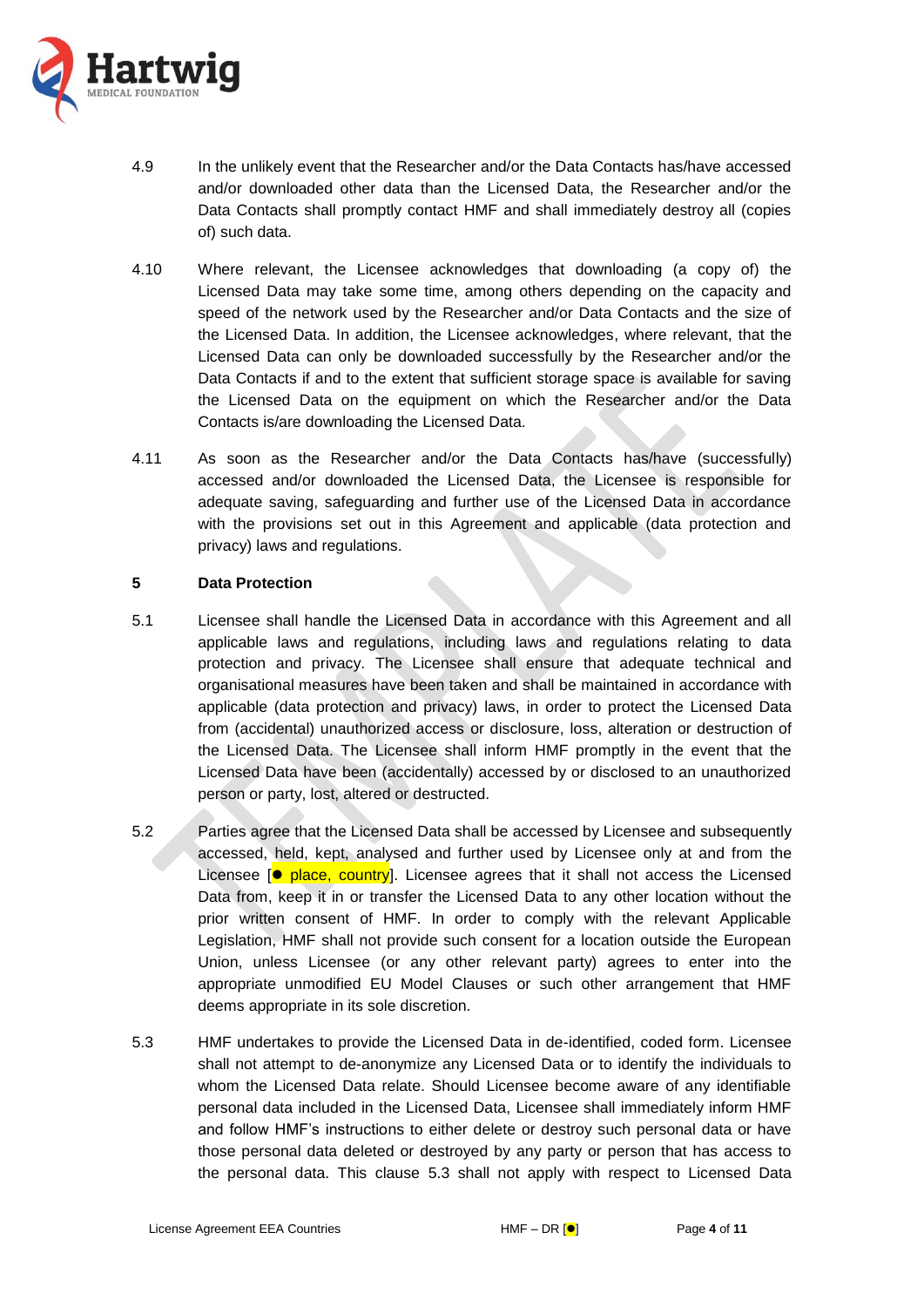4.9 In the unlikely event that the Researcher and/or the Data Contacts has/have accessed and/or downloaded other data than the Licensed Data, the Researcher and/or the Data Contacts shall promptly contact HMF and shall immediately destroy all (copies of) such data.

4.10 Where relevant, the Licensee acknowledges that downloading (a copy of) the Licensed Data may take some time, among others depending on the capacity and speed of the network used by the Researcher and/or Data Contacts and the size of the Licensed Data. In addition, the Licensee acknowledges, where relevant, that the Licensed Data can only be downloaded successfully by the Researcher and/or the Data Contacts if and to the extent that sufficient storage space is available for saving the Licensed Data on the equipment on which the Researcher and/or the Data Contacts is/are downloading the Licensed Data.

4.11 As soon as the Researcher and/or the Data Contacts has/have (successfully) accessed and/or downloaded the Licensed Data, the Licensee is responsible for adequate saving, safeguarding and further use of the Licensed Data in accordance with the provisions set out in this Agreement and applicable (data protection and privacy) laws and regulations.

## 5 Data Protection

5.1 Licensee shall handle the Licensed Data in accordance with this Agreement and all applicable laws and regulations, including laws and regulations relating to data protection and privacy. The Licensee shall ensure that adequate technical and organisational measures have been taken and shall be maintained in accordance with applicable (data protection and privacy) laws, in order to protect the Licensed Data from (accidental) unauthorized access or disclosure, loss, alteration or destruction of the Licensed Data. The Licensee shall inform HMF promptly in the event that the Licensed Data have been (accidentally) accessed by or disclosed to an unauthorized person or party, lost, altered or destructed.

5.2 Parties agree that the Licensed Data shall be accessed by Licensee and subsequently accessed, held, kept, analysed and further used by Licensee only at and from the Licensee [● place, country]. Licensee agrees that it shall not access the Licensed Data from, keep it in or transfer the Licensed Data to any other location without the prior written consent of HMF. In order to comply with the relevant Applicable Legislation, HMF shall not provide such consent for a location outside the European Union, unless Licensee (or any other relevant party) agrees to enter into the appropriate unmodified EU Model Clauses or such other arrangement that HMF deems appropriate in its sole discretion.

5.3 HMF undertakes to provide the Licensed Data in de-identified, coded form. Licensee shall not attempt to de-anonymize any Licensed Data or to identify the individuals to whom the Licensed Data relate. Should Licensee become aware of any identifiable personal data included in the Licensed Data, Licensee shall immediately inform HMF and follow HMF's instructions to either delete or destroy such personal data or have those personal data deleted or destroyed by any party or person that has access to the personal data. This clause 5.3 shall not apply with respect to Licensed Data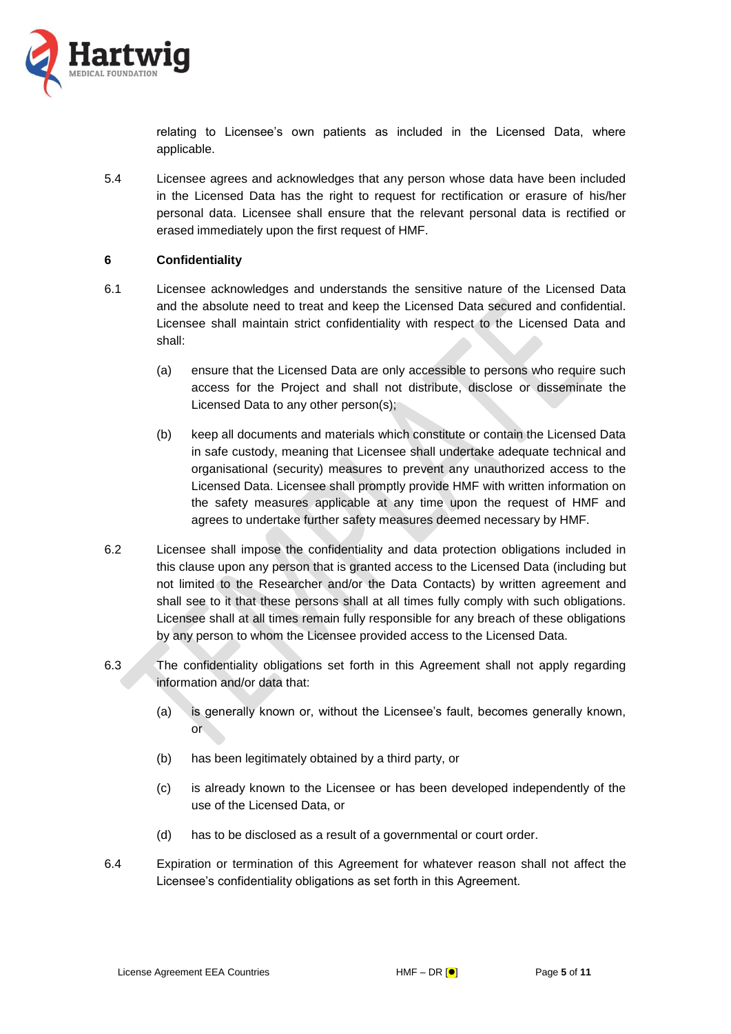relating to Licensee's own patients as included in the Licensed Data, where applicable.

5.4 Licensee agrees and acknowledges that any person whose data have been included in the Licensed Data has the right to request for rectification or erasure of his/her personal data. Licensee shall ensure that the relevant personal data is rectified or erased immediately upon the first request of HMF.

**6 Confidentiality**

6.1 Licensee acknowledges and understands the sensitive nature of the Licensed Data and the absolute need to treat and keep the Licensed Data secured and confidential. Licensee shall maintain strict confidentiality with respect to the Licensed Data and shall:

(a) ensure that the Licensed Data are only accessible to persons who require such access for the Project and shall not distribute, disclose or disseminate the Licensed Data to any other person(s);

(b) keep all documents and materials which constitute or contain the Licensed Data in safe custody, meaning that Licensee shall undertake adequate technical and organisational (security) measures to prevent any unauthorized access to the Licensed Data. Licensee shall promptly provide HMF with written information on the safety measures applicable at any time upon the request of HMF and agrees to undertake further safety measures deemed necessary by HMF.

6.2 Licensee shall impose the confidentiality and data protection obligations included in this clause upon any person that is granted access to the Licensed Data (including but not limited to the Researcher and/or the Data Contacts) by written agreement and shall see to it that these persons shall at all times fully comply with such obligations. Licensee shall at all times remain fully responsible for any breach of these obligations by any person to whom the Licensee provided access to the Licensed Data.

6.3 The confidentiality obligations set forth in this Agreement shall not apply regarding information and/or data that:

(a) is generally known or, without the Licensee's fault, becomes generally known, or

(b) has been legitimately obtained by a third party, or

(c) is already known to the Licensee or has been developed independently of the use of the Licensed Data, or

(d) has to be disclosed as a result of a governmental or court order.

6.4 Expiration or termination of this Agreement for whatever reason shall not affect the Licensee's confidentiality obligations as set forth in this Agreement.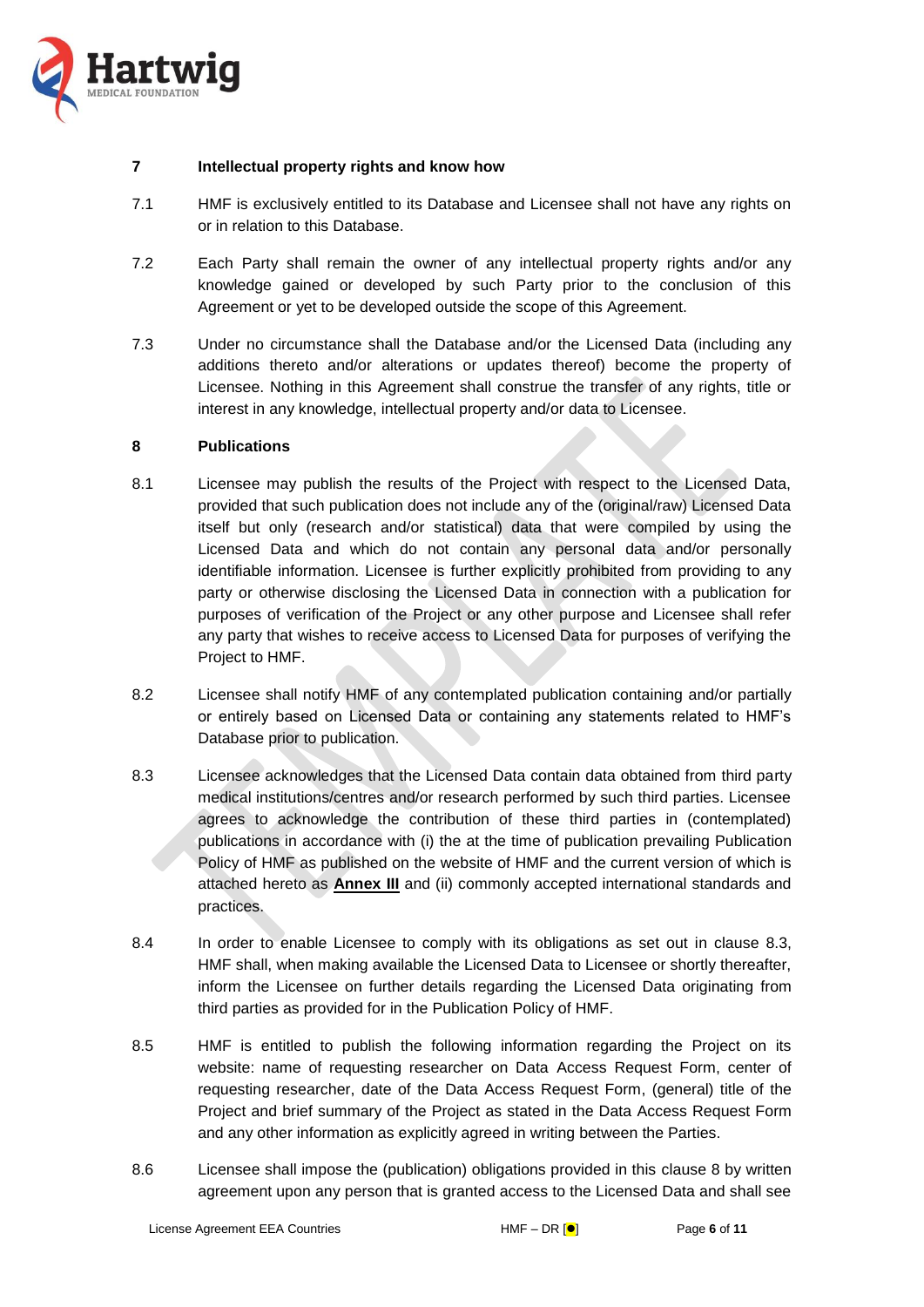## 7 Intellectual property rights and know how

7.1 HMF is exclusively entitled to its Database and Licensee shall not have any rights on or in relation to this Database.

7.2 Each Party shall remain the owner of any intellectual property rights and/or any knowledge gained or developed by such Party prior to the conclusion of this Agreement or yet to be developed outside the scope of this Agreement.

7.3 Under no circumstance shall the Database and/or the Licensed Data (including any additions thereto and/or alterations or updates thereof) become the property of Licensee. Nothing in this Agreement shall construe the transfer of any rights, title or interest in any knowledge, intellectual property and/or data to Licensee.

## 8 Publications

8.1 Licensee may publish the results of the Project with respect to the Licensed Data, provided that such publication does not include any of the (original/raw) Licensed Data itself but only (research and/or statistical) data that were compiled by using the Licensed Data and which do not contain any personal data and/or personally identifiable information. Licensee is further explicitly prohibited from providing to any party or otherwise disclosing the Licensed Data in connection with a publication for purposes of verification of the Project or any other purpose and Licensee shall refer any party that wishes to receive access to Licensed Data for purposes of verifying the Project to HMF.

8.2 Licensee shall notify HMF of any contemplated publication containing and/or partially or entirely based on Licensed Data or containing any statements related to HMF's Database prior to publication.

8.3 Licensee acknowledges that the Licensed Data contain data obtained from third party medical institutions/centres and/or research performed by such third parties. Licensee agrees to acknowledge the contribution of these third parties in (contemplated) publications in accordance with (i) the at the time of publication prevailing Publication Policy of HMF as published on the website of HMF and the current version of which is attached hereto as **Annex III** and (ii) commonly accepted international standards and practices.

8.4 In order to enable Licensee to comply with its obligations as set out in clause 8.3, HMF shall, when making available the Licensed Data to Licensee or shortly thereafter, inform the Licensee on further details regarding the Licensed Data originating from third parties as provided for in the Publication Policy of HMF.

8.5 HMF is entitled to publish the following information regarding the Project on its website: name of requesting researcher on Data Access Request Form, center of requesting researcher, date of the Data Access Request Form, (general) title of the Project and brief summary of the Project as stated in the Data Access Request Form and any other information as explicitly agreed in writing between the Parties.

8.6 Licensee shall impose the (publication) obligations provided in this clause 8 by written agreement upon any person that is granted access to the Licensed Data and shall see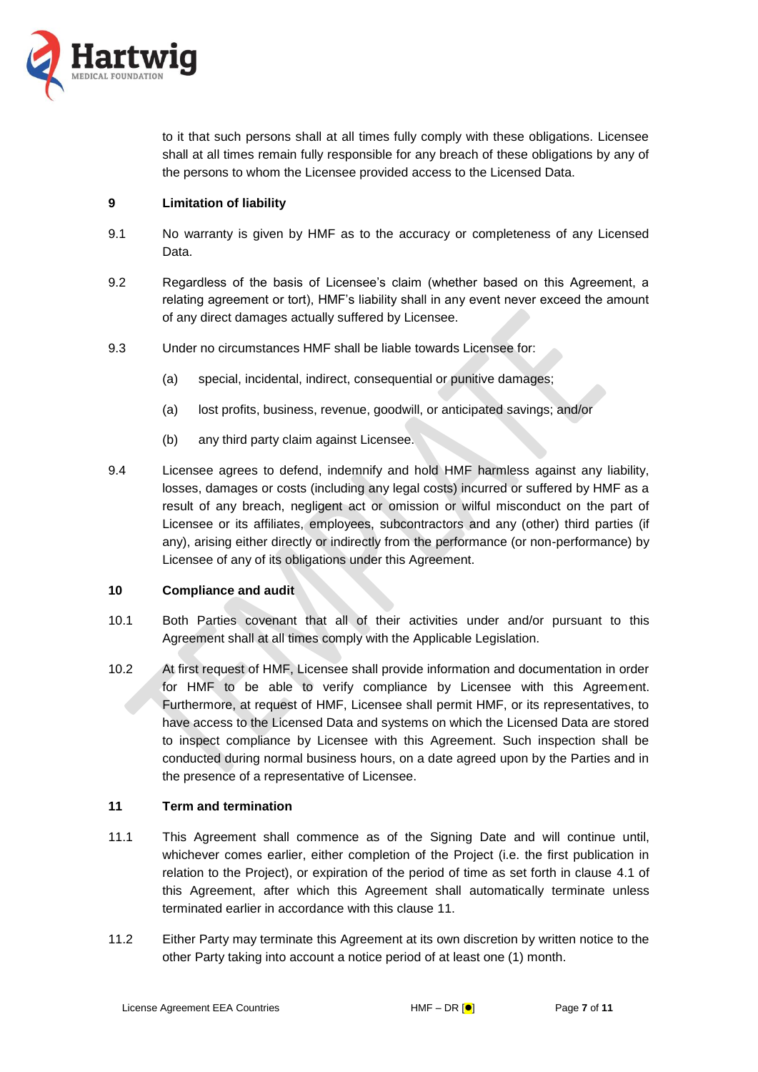to it that such persons shall at all times fully comply with these obligations. Licensee shall at all times remain fully responsible for any breach of these obligations by any of the persons to whom the Licensee provided access to the Licensed Data.

**9 Limitation of liability**

9.1 No warranty is given by HMF as to the accuracy or completeness of any Licensed Data.

9.2 Regardless of the basis of Licensee's claim (whether based on this Agreement, a relating agreement or tort), HMF's liability shall in any event never exceed the amount of any direct damages actually suffered by Licensee.

9.3 Under no circumstances HMF shall be liable towards Licensee for:

(a) special, incidental, indirect, consequential or punitive damages;

(a) lost profits, business, revenue, goodwill, or anticipated savings; and/or

(b) any third party claim against Licensee.

9.4 Licensee agrees to defend, indemnify and hold HMF harmless against any liability, losses, damages or costs (including any legal costs) incurred or suffered by HMF as a result of any breach, negligent act or omission or wilful misconduct on the part of Licensee or its affiliates, employees, subcontractors and any (other) third parties (if any), arising either directly or indirectly from the performance (or non-performance) by Licensee of any of its obligations under this Agreement.

**10 Compliance and audit**

10.1 Both Parties covenant that all of their activities under and/or pursuant to this Agreement shall at all times comply with the Applicable Legislation.

10.2 At first request of HMF, Licensee shall provide information and documentation in order for HMF to be able to verify compliance by Licensee with this Agreement. Furthermore, at request of HMF, Licensee shall permit HMF, or its representatives, to have access to the Licensed Data and systems on which the Licensed Data are stored to inspect compliance by Licensee with this Agreement. Such inspection shall be conducted during normal business hours, on a date agreed upon by the Parties and in the presence of a representative of Licensee.

**11 Term and termination**

11.1 This Agreement shall commence as of the Signing Date and will continue until, whichever comes earlier, either completion of the Project (i.e. the first publication in relation to the Project), or expiration of the period of time as set forth in clause 4.1 of this Agreement, after which this Agreement shall automatically terminate unless terminated earlier in accordance with this clause 11.

11.2 Either Party may terminate this Agreement at its own discretion by written notice to the other Party taking into account a notice period of at least one (1) month.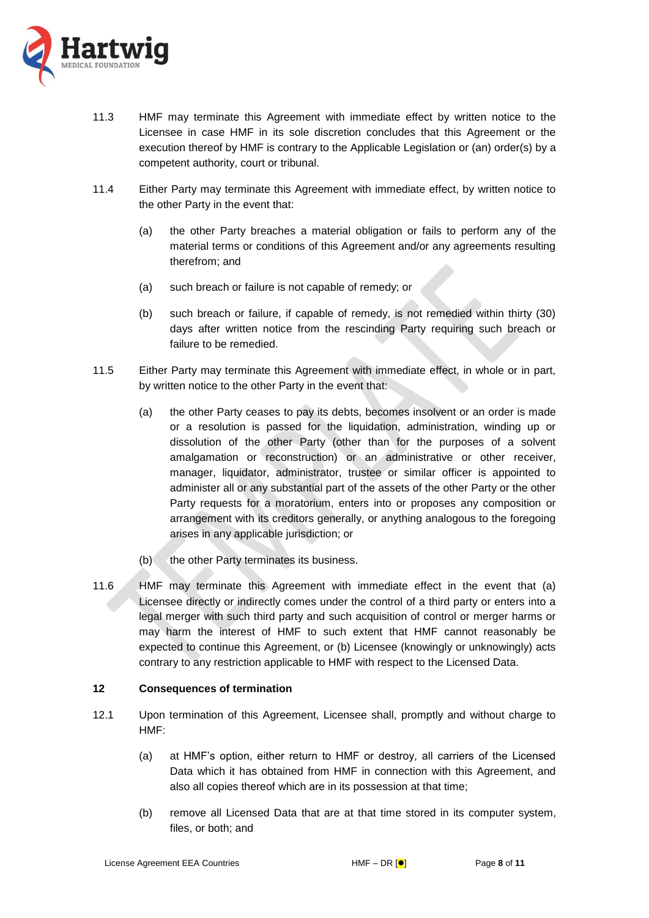11.3 HMF may terminate this Agreement with immediate effect by written notice to the Licensee in case HMF in its sole discretion concludes that this Agreement or the execution thereof by HMF is contrary to the Applicable Legislation or (an) order(s) by a competent authority, court or tribunal.

11.4 Either Party may terminate this Agreement with immediate effect, by written notice to the other Party in the event that:

(a) the other Party breaches a material obligation or fails to perform any of the material terms or conditions of this Agreement and/or any agreements resulting therefrom; and

(a) such breach or failure is not capable of remedy; or

(b) such breach or failure, if capable of remedy, is not remedied within thirty (30) days after written notice from the rescinding Party requiring such breach or failure to be remedied.

11.5 Either Party may terminate this Agreement with immediate effect, in whole or in part, by written notice to the other Party in the event that:

(a) the other Party ceases to pay its debts, becomes insolvent or an order is made or a resolution is passed for the liquidation, administration, winding up or dissolution of the other Party (other than for the purposes of a solvent amalgamation or reconstruction) or an administrative or other receiver, manager, liquidator, administrator, trustee or similar officer is appointed to administer all or any substantial part of the assets of the other Party or the other Party requests for a moratorium, enters into or proposes any composition or arrangement with its creditors generally, or anything analogous to the foregoing arises in any applicable jurisdiction; or

(b) the other Party terminates its business.

11.6 HMF may terminate this Agreement with immediate effect in the event that (a) Licensee directly or indirectly comes under the control of a third party or enters into a legal merger with such third party and such acquisition of control or merger harms or may harm the interest of HMF to such extent that HMF cannot reasonably be expected to continue this Agreement, or (b) Licensee (knowingly or unknowingly) acts contrary to any restriction applicable to HMF with respect to the Licensed Data.

**12 Consequences of termination**

12.1 Upon termination of this Agreement, Licensee shall, promptly and without charge to HMF:

(a) at HMF's option, either return to HMF or destroy, all carriers of the Licensed Data which it has obtained from HMF in connection with this Agreement, and also all copies thereof which are in its possession at that time;

(b) remove all Licensed Data that are at that time stored in its computer system, files, or both; and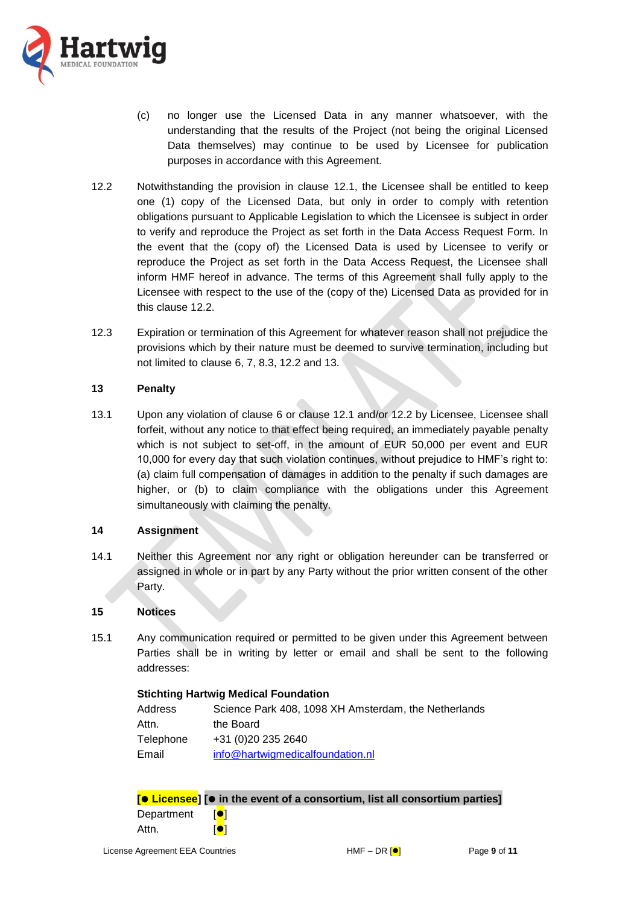(c) no longer use the Licensed Data in any manner whatsoever, with the understanding that the results of the Project (not being the original Licensed Data themselves) may continue to be used by Licensee for publication purposes in accordance with this Agreement.

12.2 Notwithstanding the provision in clause 12.1, the Licensee shall be entitled to keep one (1) copy of the Licensed Data, but only in order to comply with retention obligations pursuant to Applicable Legislation to which the Licensee is subject in order to verify and reproduce the Project as set forth in the Data Access Request Form. In the event that the (copy of) the Licensed Data is used by Licensee to verify or reproduce the Project as set forth in the Data Access Request, the Licensee shall inform HMF hereof in advance. The terms of this Agreement shall fully apply to the Licensee with respect to the use of the (copy of the) Licensed Data as provided for in this clause 12.2.

12.3 Expiration or termination of this Agreement for whatever reason shall not prejudice the provisions which by their nature must be deemed to survive termination, including but not limited to clause 6, 7, 8.3, 12.2 and 13.

## 13 Penalty

13.1 Upon any violation of clause 6 or clause 12.1 and/or 12.2 by Licensee, Licensee shall forfeit, without any notice to that effect being required, an immediately payable penalty which is not subject to set-off, in the amount of EUR 50,000 per event and EUR 10,000 for every day that such violation continues, without prejudice to HMF's right to: (a) claim full compensation of damages in addition to the penalty if such damages are higher, or (b) to claim compliance with the obligations under this Agreement simultaneously with claiming the penalty.

## 14 Assignment

14.1 Neither this Agreement nor any right or obligation hereunder can be transferred or assigned in whole or in part by any Party without the prior written consent of the other Party.

## 15 Notices

15.1 Any communication required or permitted to be given under this Agreement between Parties shall be in writing by letter or email and shall be sent to the following addresses:

**Stichting Hartwig Medical Foundation**

| | |
|---|---|
| Address | Science Park 408, 1098 XH Amsterdam, the Netherlands |
| Attn. | the Board |
| Telephone | +31 (0)20 235 2640 |
| Email | info@hartwigmedicalfoundation.nl |

**[● Licensee] [● in the event of a consortium, list all consortium parties]**

| | |
|---|---|
| Department | [●] |
| Attn. | [●] |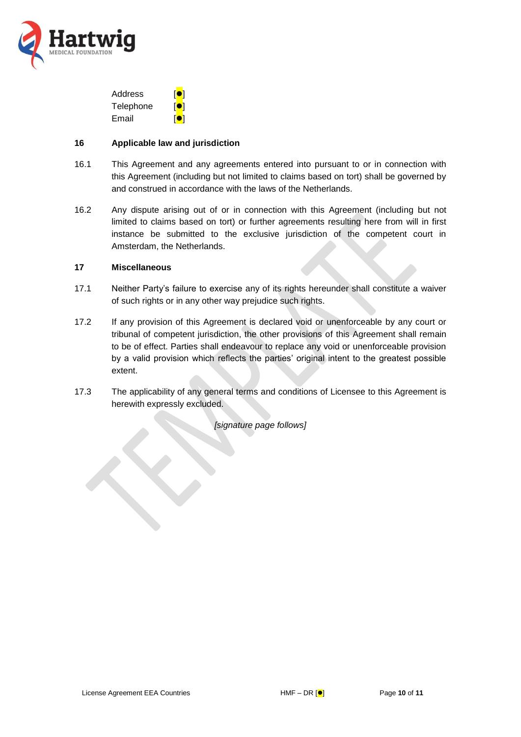| | |
|---|---|
| Address | [●] |
| Telephone | [●] |
| Email | [●] |

## 16 Applicable law and jurisdiction

16.1 This Agreement and any agreements entered into pursuant to or in connection with this Agreement (including but not limited to claims based on tort) shall be governed by and construed in accordance with the laws of the Netherlands.

16.2 Any dispute arising out of or in connection with this Agreement (including but not limited to claims based on tort) or further agreements resulting here from will in first instance be submitted to the exclusive jurisdiction of the competent court in Amsterdam, the Netherlands.

## 17 Miscellaneous

17.1 Neither Party's failure to exercise any of its rights hereunder shall constitute a waiver of such rights or in any other way prejudice such rights.

17.2 If any provision of this Agreement is declared void or unenforceable by any court or tribunal of competent jurisdiction, the other provisions of this Agreement shall remain to be of effect. Parties shall endeavour to replace any void or unenforceable provision by a valid provision which reflects the parties' original intent to the greatest possible extent.

17.3 The applicability of any general terms and conditions of Licensee to this Agreement is herewith expressly excluded.

*[signature page follows]*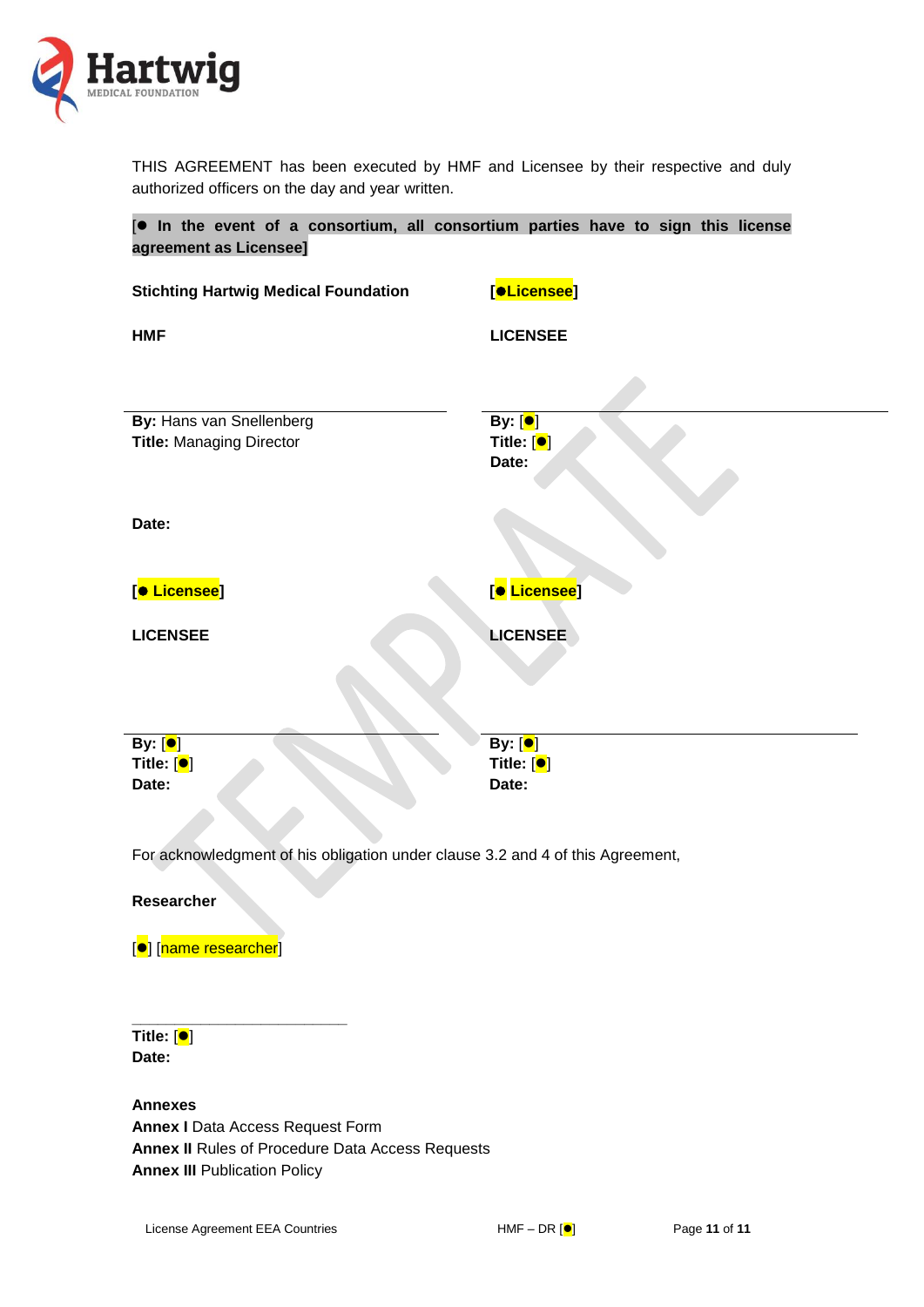THIS AGREEMENT has been executed by HMF and Licensee by their respective and duly authorized officers on the day and year written.

**[● In the event of a consortium, all consortium parties have to sign this license agreement as Licensee]**

**Stichting Hartwig Medical Foundation**

**HMF**

**By:** Hans van Snellenberg
**Title:** Managing Director

**Date:**

**[●Licensee]**

**LICENSEE**

**By:** [●]
**Title:** [●]
**Date:**

**[● Licensee]**

**LICENSEE**

**By:** [●]
**Title:** [●]
**Date:**

**[● Licensee]**

**LICENSEE**

**By:** [●]
**Title:** [●]
**Date:**

For acknowledgment of his obligation under clause 3.2 and 4 of this Agreement,

**Researcher**

[●] [name researcher]

______________________________

**Title:** [●]
**Date:**

**Annexes**
**Annex I** Data Access Request Form
**Annex II** Rules of Procedure Data Access Requests
**Annex III** Publication Policy